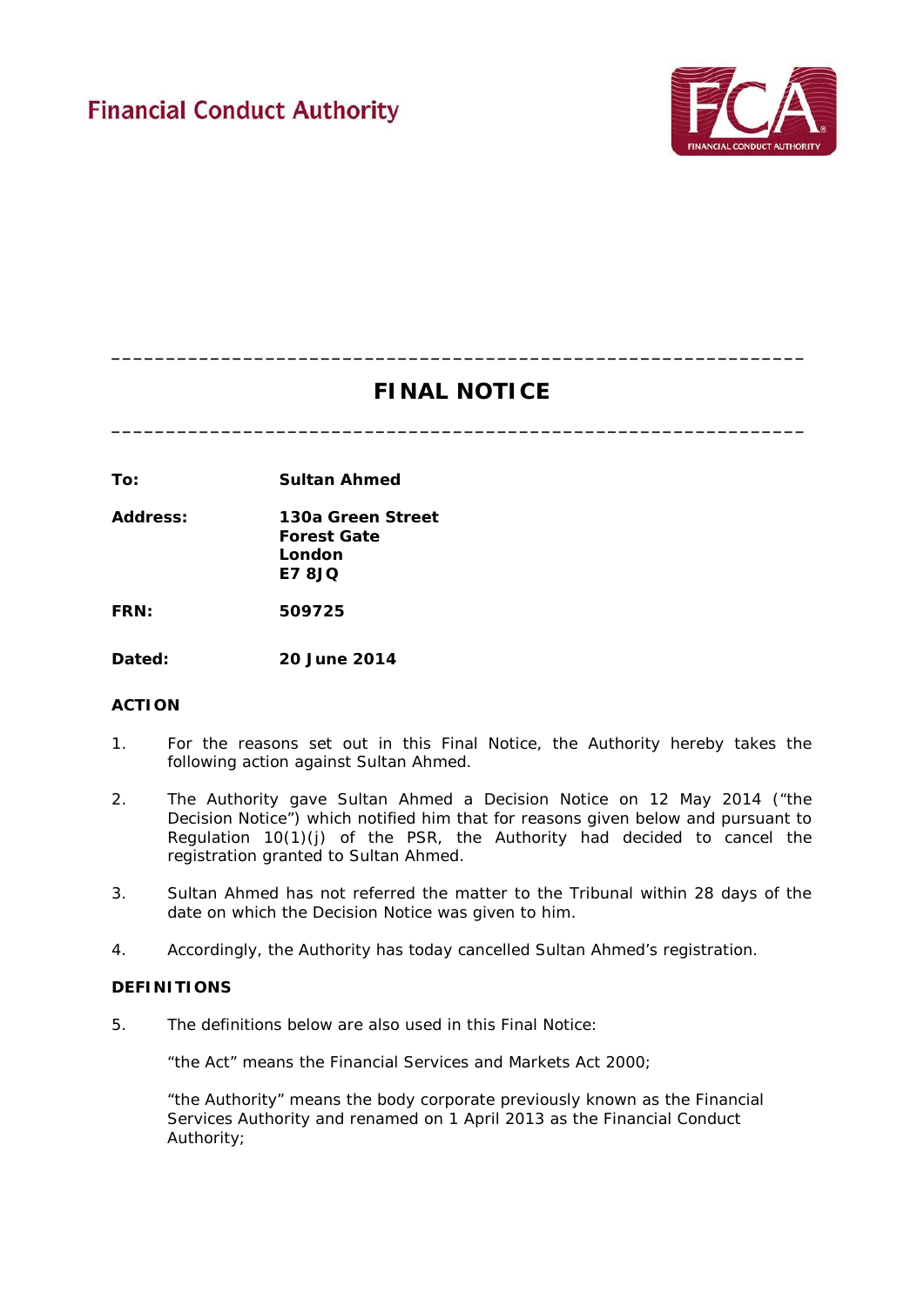Financial Conduct Authority

---

# FINAL NOTICE

---

**To:** **Sultan Ahmed**

**Address:** **130a Green Street**
**Forest Gate**
**London**
**E7 8JQ**

**FRN:** **509725**

**Dated:** **20 June 2014**

## ACTION

1. For the reasons set out in this Final Notice, the Authority hereby takes the following action against Sultan Ahmed.

2. The Authority gave Sultan Ahmed a Decision Notice on 12 May 2014 ("the Decision Notice") which notified him that for reasons given below and pursuant to Regulation 10(1)(j) of the PSR, the Authority had decided to cancel the registration granted to Sultan Ahmed.

3. Sultan Ahmed has not referred the matter to the Tribunal within 28 days of the date on which the Decision Notice was given to him.

4. Accordingly, the Authority has today cancelled Sultan Ahmed's registration.

## DEFINITIONS

5. The definitions below are also used in this Final Notice:

   "the Act" means the Financial Services and Markets Act 2000;

   "the Authority" means the body corporate previously known as the Financial Services Authority and renamed on 1 April 2013 as the Financial Conduct Authority;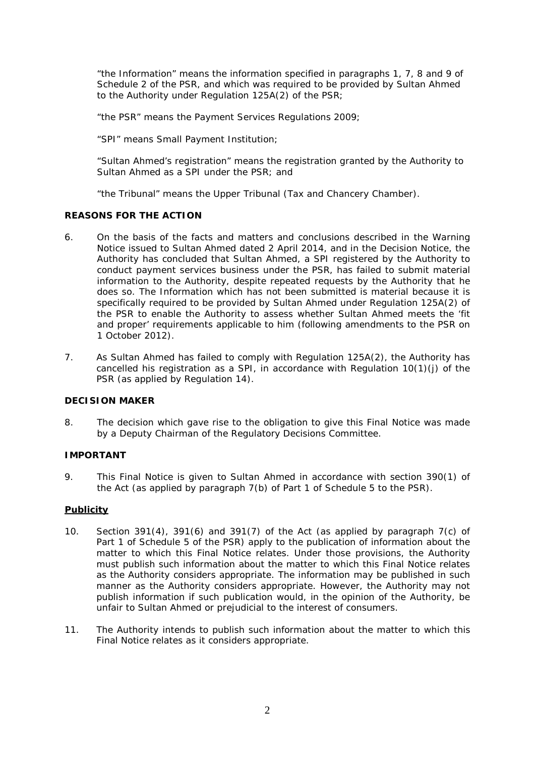"the Information" means the information specified in paragraphs 1, 7, 8 and 9 of Schedule 2 of the PSR, and which was required to be provided by Sultan Ahmed to the Authority under Regulation 125A(2) of the PSR;

"the PSR" means the Payment Services Regulations 2009;

"SPI" means Small Payment Institution;

"Sultan Ahmed's registration" means the registration granted by the Authority to Sultan Ahmed as a SPI under the PSR; and

"the Tribunal" means the Upper Tribunal (Tax and Chancery Chamber).

**REASONS FOR THE ACTION**

6. On the basis of the facts and matters and conclusions described in the Warning Notice issued to Sultan Ahmed dated 2 April 2014, and in the Decision Notice, the Authority has concluded that Sultan Ahmed, a SPI registered by the Authority to conduct payment services business under the PSR, has failed to submit material information to the Authority, despite repeated requests by the Authority that he does so. The Information which has not been submitted is material because it is specifically required to be provided by Sultan Ahmed under Regulation 125A(2) of the PSR to enable the Authority to assess whether Sultan Ahmed meets the 'fit and proper' requirements applicable to him (following amendments to the PSR on 1 October 2012).

7. As Sultan Ahmed has failed to comply with Regulation 125A(2), the Authority has cancelled his registration as a SPI, in accordance with Regulation 10(1)(j) of the PSR (as applied by Regulation 14).

**DECISION MAKER**

8. The decision which gave rise to the obligation to give this Final Notice was made by a Deputy Chairman of the Regulatory Decisions Committee.

**IMPORTANT**

9. This Final Notice is given to Sultan Ahmed in accordance with section 390(1) of the Act (as applied by paragraph 7(b) of Part 1 of Schedule 5 to the PSR).

**Publicity**

10. Section 391(4), 391(6) and 391(7) of the Act (as applied by paragraph 7(c) of Part 1 of Schedule 5 of the PSR) apply to the publication of information about the matter to which this Final Notice relates. Under those provisions, the Authority must publish such information about the matter to which this Final Notice relates as the Authority considers appropriate. The information may be published in such manner as the Authority considers appropriate. However, the Authority may not publish information if such publication would, in the opinion of the Authority, be unfair to Sultan Ahmed or prejudicial to the interest of consumers.

11. The Authority intends to publish such information about the matter to which this Final Notice relates as it considers appropriate.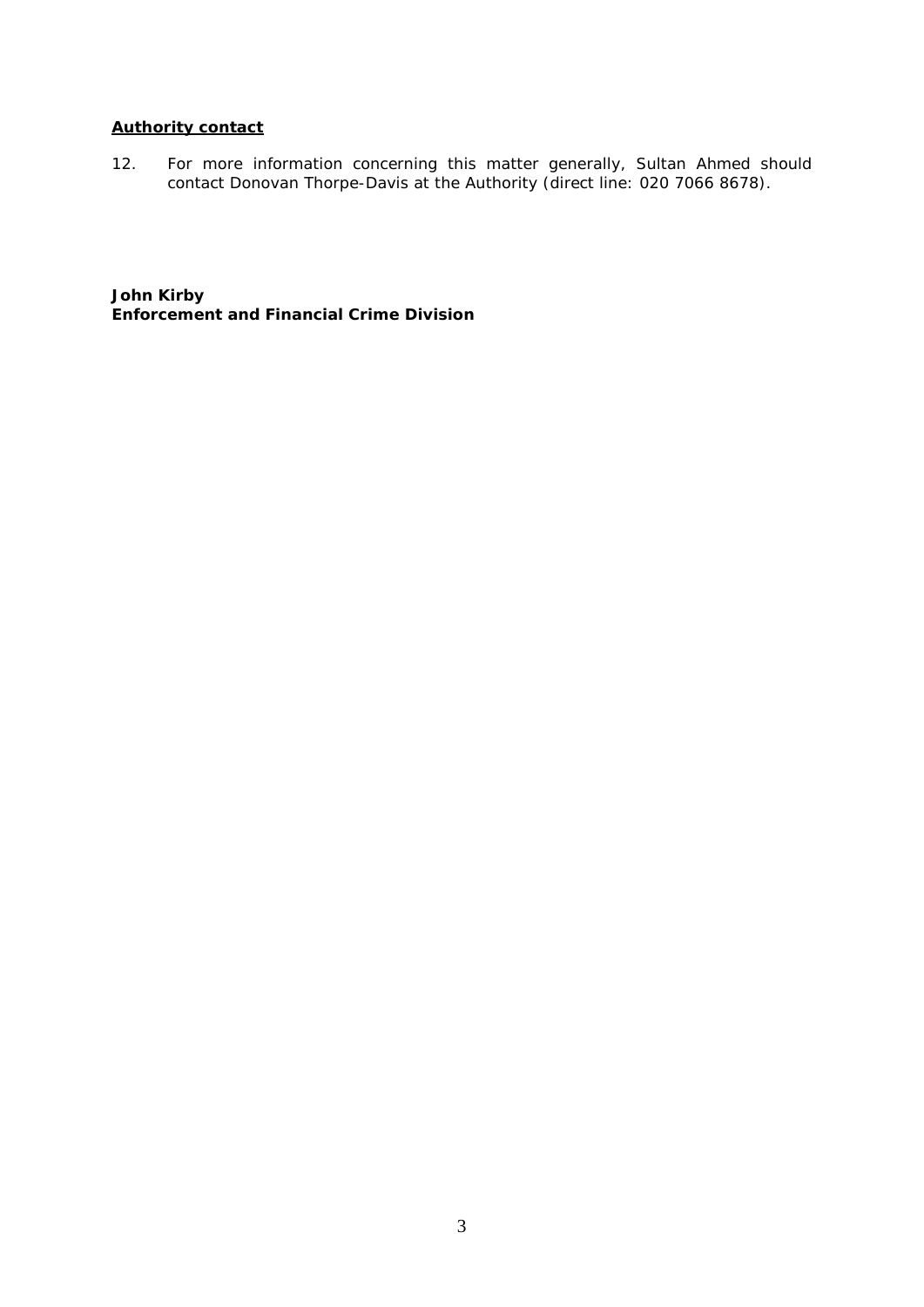**Authority contact**

12. For more information concerning this matter generally, Sultan Ahmed should contact Donovan Thorpe-Davis at the Authority (direct line: 020 7066 8678).

**John Kirby**
**Enforcement and Financial Crime Division**